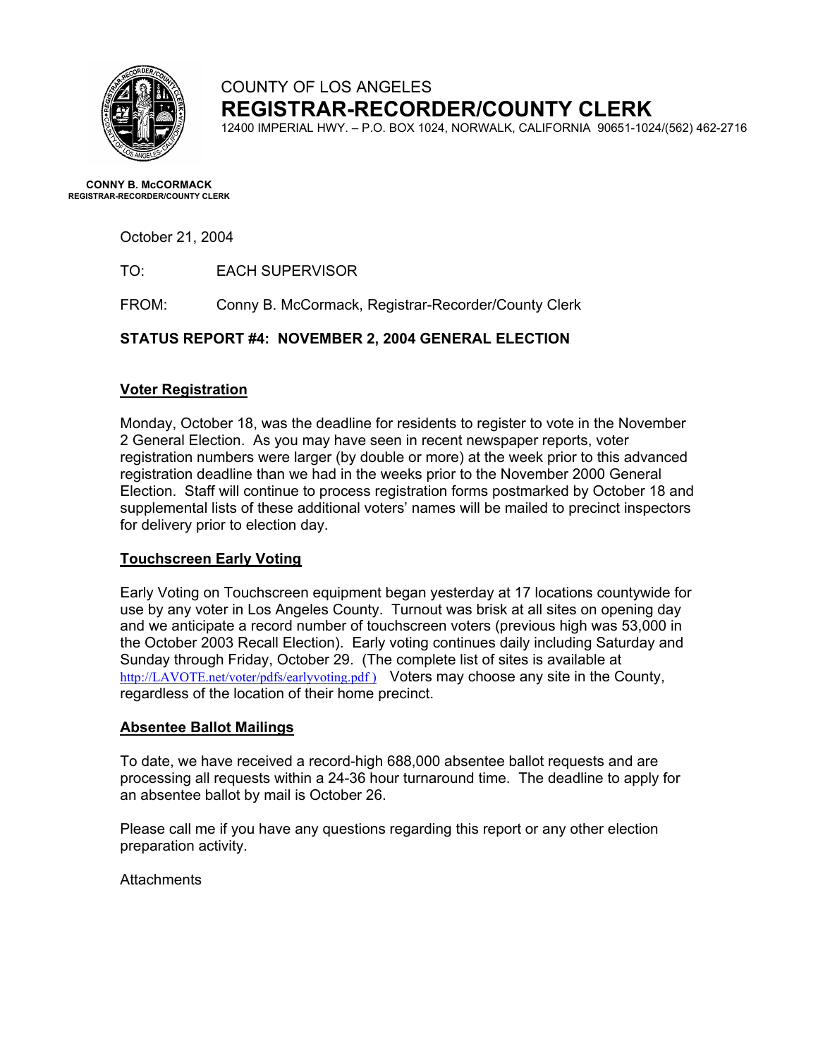COUNTY OF LOS ANGELES

# REGISTRAR-RECORDER/COUNTY CLERK

12400 IMPERIAL HWY. – P.O. BOX 1024, NORWALK, CALIFORNIA 90651-1024/(562) 462-2716

**CONNY B. McCORMACK**
**REGISTRAR-RECORDER/COUNTY CLERK**

October 21, 2004

TO: EACH SUPERVISOR

FROM: Conny B. McCormack, Registrar-Recorder/County Clerk

**STATUS REPORT #4: NOVEMBER 2, 2004 GENERAL ELECTION**

## Voter Registration

Monday, October 18, was the deadline for residents to register to vote in the November 2 General Election. As you may have seen in recent newspaper reports, voter registration numbers were larger (by double or more) at the week prior to this advanced registration deadline than we had in the weeks prior to the November 2000 General Election. Staff will continue to process registration forms postmarked by October 18 and supplemental lists of these additional voters' names will be mailed to precinct inspectors for delivery prior to election day.

## Touchscreen Early Voting

Early Voting on Touchscreen equipment began yesterday at 17 locations countywide for use by any voter in Los Angeles County. Turnout was brisk at all sites on opening day and we anticipate a record number of touchscreen voters (previous high was 53,000 in the October 2003 Recall Election). Early voting continues daily including Saturday and Sunday through Friday, October 29. (The complete list of sites is available at http://LAVOTE.net/voter/pdfs/earlyvoting.pdf ) Voters may choose any site in the County, regardless of the location of their home precinct.

## Absentee Ballot Mailings

To date, we have received a record-high 688,000 absentee ballot requests and are processing all requests within a 24-36 hour turnaround time. The deadline to apply for an absentee ballot by mail is October 26.

Please call me if you have any questions regarding this report or any other election preparation activity.

Attachments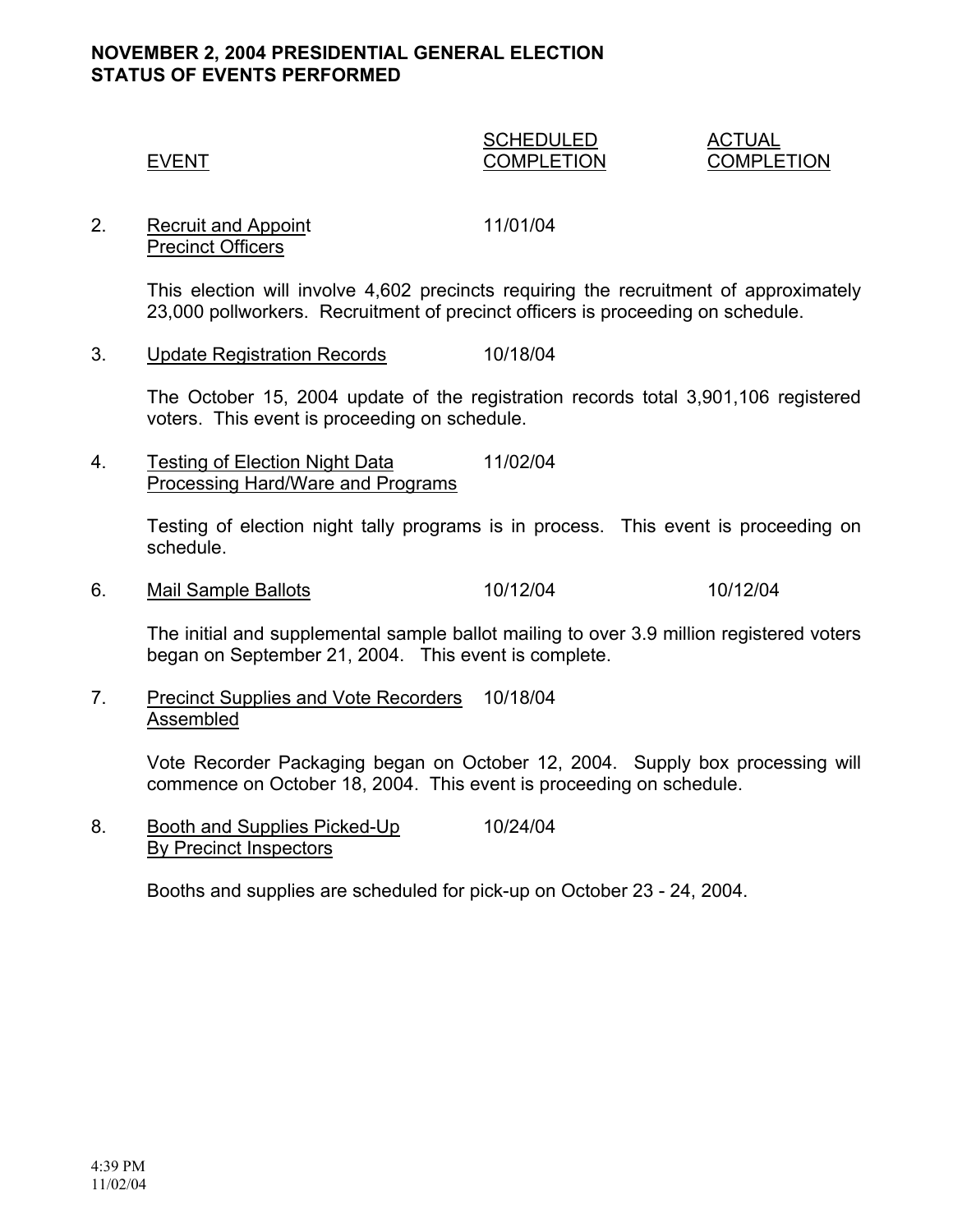**NOVEMBER 2, 2004 PRESIDENTIAL GENERAL ELECTION**
**STATUS OF EVENTS PERFORMED**

| EVENT | SCHEDULED COMPLETION | ACTUAL COMPLETION |
|---|---|---|

2. Recruit and Appoint Precinct Officers — Scheduled: 11/01/04

   This election will involve 4,602 precincts requiring the recruitment of approximately 23,000 pollworkers. Recruitment of precinct officers is proceeding on schedule.

3. Update Registration Records — Scheduled: 10/18/04

   The October 15, 2004 update of the registration records total 3,901,106 registered voters. This event is proceeding on schedule.

4. Testing of Election Night Data Processing Hard/Ware and Programs — Scheduled: 11/02/04

   Testing of election night tally programs is in process. This event is proceeding on schedule.

6. Mail Sample Ballots — Scheduled: 10/12/04 — Actual: 10/12/04

   The initial and supplemental sample ballot mailing to over 3.9 million registered voters began on September 21, 2004. This event is complete.

7. Precinct Supplies and Vote Recorders Assembled — Scheduled: 10/18/04

   Vote Recorder Packaging began on October 12, 2004. Supply box processing will commence on October 18, 2004. This event is proceeding on schedule.

8. Booth and Supplies Picked-Up By Precinct Inspectors — Scheduled: 10/24/04

   Booths and supplies are scheduled for pick-up on October 23 - 24, 2004.

4:39 PM
11/02/04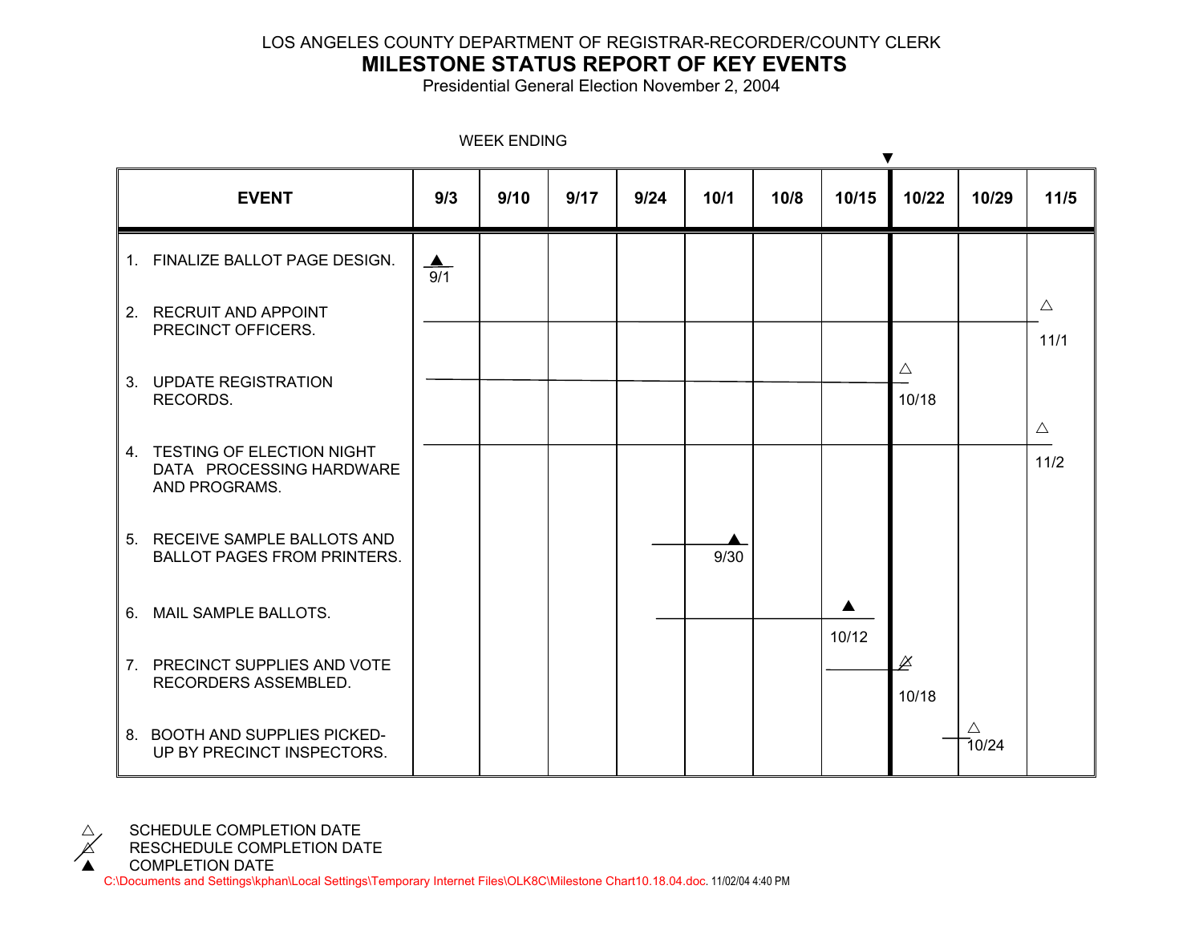LOS ANGELES COUNTY DEPARTMENT OF REGISTRAR-RECORDER/COUNTY CLERK

# MILESTONE STATUS REPORT OF KEY EVENTS

Presidential General Election November 2, 2004

WEEK ENDING

| EVENT | 9/3 | 9/10 | 9/17 | 9/24 | 10/1 | 10/8 | 10/15 | 10/22 | 10/29 | 11/5 |
|---|---|---|---|---|---|---|---|---|---|---|
| 1. FINALIZE BALLOT PAGE DESIGN. | ▲ 9/1 | | | | | | | | | |
| 2. RECRUIT AND APPOINT PRECINCT OFFICERS. | | | | | | | | | | △ 11/1 |
| 3. UPDATE REGISTRATION RECORDS. | | | | | | | | △ 10/18 | | |
| 4. TESTING OF ELECTION NIGHT DATA PROCESSING HARDWARE AND PROGRAMS. | | | | | | | | | | △ 11/2 |
| 5. RECEIVE SAMPLE BALLOTS AND BALLOT PAGES FROM PRINTERS. | | | | | ▲ 9/30 | | | | | |
| 6. MAIL SAMPLE BALLOTS. | | | | | | | ▲ 10/12 | | | |
| 7. PRECINCT SUPPLIES AND VOTE RECORDERS ASSEMBLED. | | | | | | | | ~~△~~ 10/18 | | |
| 8. BOOTH AND SUPPLIES PICKED-UP BY PRECINCT INSPECTORS. | | | | | | | | | △ 10/24 | |

△ SCHEDULE COMPLETION DATE

~~△~~ RESCHEDULE COMPLETION DATE

▲ COMPLETION DATE

C:\Documents and Settings\kphan\Local Settings\Temporary Internet Files\OLK8C\Milestone Chart10.18.04.doc. 11/02/04 4:40 PM